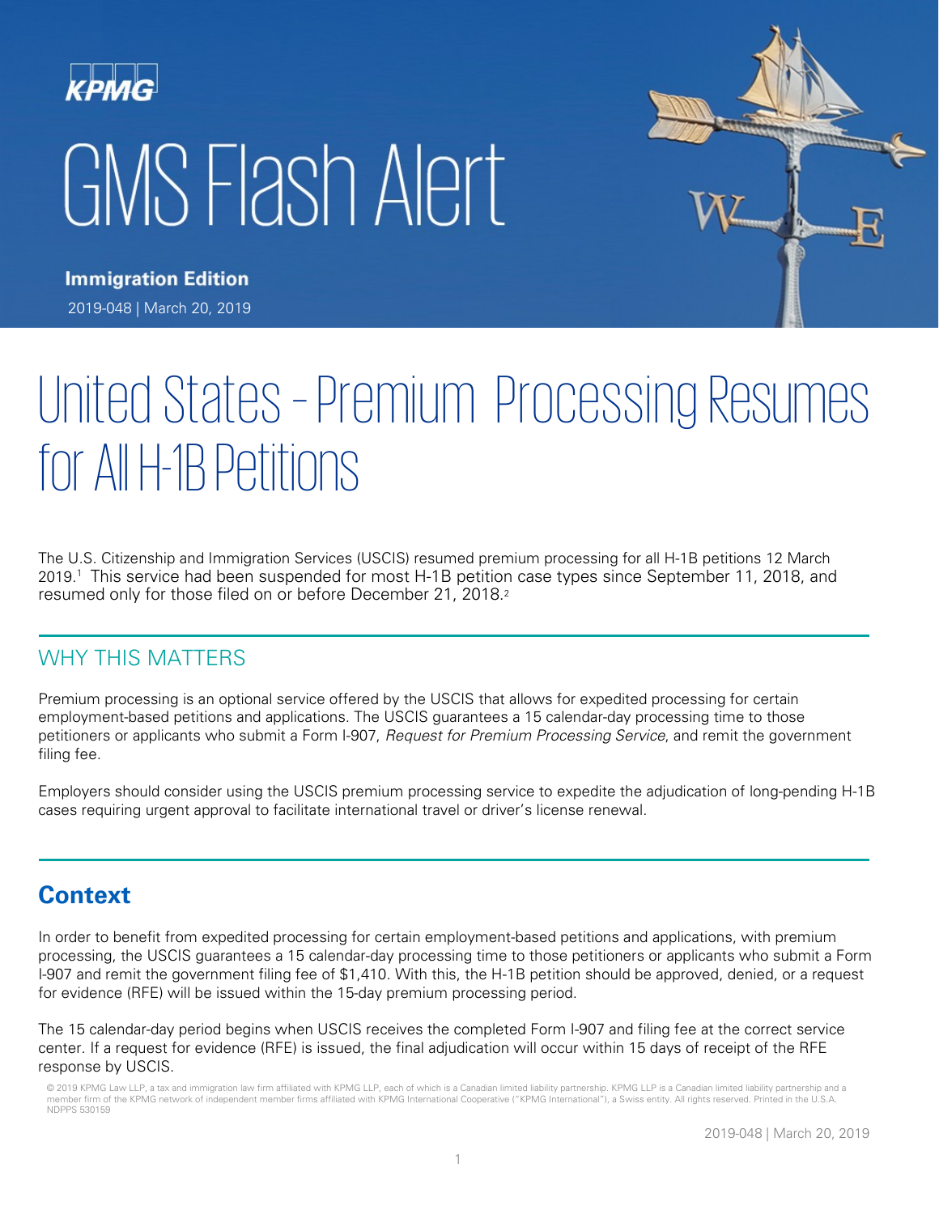KPMG

# GMS Flash Alert

**Immigration Edition**

2019-048 | March 20, 2019

# United States – Premium Processing Resumes for All H-1B Petitions

The U.S. Citizenship and Immigration Services (USCIS) resumed premium processing for all H-1B petitions 12 March 2019.[1] This service had been suspended for most H-1B petition case types since September 11, 2018, and resumed only for those filed on or before December 21, 2018.[2]

## WHY THIS MATTERS

Premium processing is an optional service offered by the USCIS that allows for expedited processing for certain employment-based petitions and applications. The USCIS guarantees a 15 calendar-day processing time to those petitioners or applicants who submit a Form I-907, *Request for Premium Processing Service*, and remit the government filing fee.

Employers should consider using the USCIS premium processing service to expedite the adjudication of long-pending H-1B cases requiring urgent approval to facilitate international travel or driver's license renewal.

## Context

In order to benefit from expedited processing for certain employment-based petitions and applications, with premium processing, the USCIS guarantees a 15 calendar-day processing time to those petitioners or applicants who submit a Form I-907 and remit the government filing fee of $1,410. With this, the H-1B petition should be approved, denied, or a request for evidence (RFE) will be issued within the 15-day premium processing period.

The 15 calendar-day period begins when USCIS receives the completed Form I-907 and filing fee at the correct service center. If a request for evidence (RFE) is issued, the final adjudication will occur within 15 days of receipt of the RFE response by USCIS.

© 2019 KPMG Law LLP, a tax and immigration law firm affiliated with KPMG LLP, each of which is a Canadian limited liability partnership. KPMG LLP is a Canadian limited liability partnership and a member firm of the KPMG network of independent member firms affiliated with KPMG International Cooperative ("KPMG International"), a Swiss entity. All rights reserved. Printed in the U.S.A. NDPPS 530159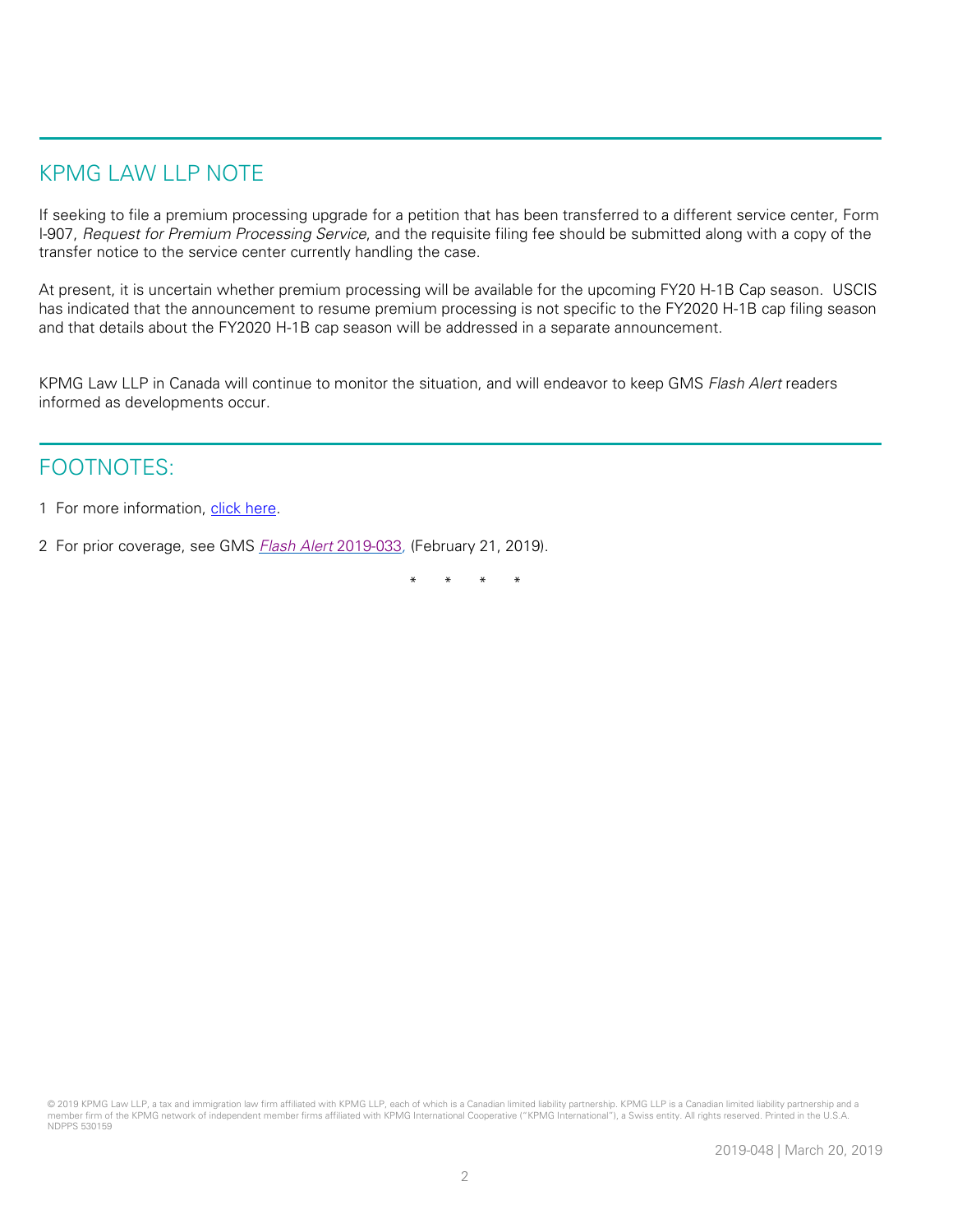## KPMG LAW LLP NOTE

If seeking to file a premium processing upgrade for a petition that has been transferred to a different service center, Form I-907, *Request for Premium Processing Service*, and the requisite filing fee should be submitted along with a copy of the transfer notice to the service center currently handling the case.

At present, it is uncertain whether premium processing will be available for the upcoming FY20 H-1B Cap season. USCIS has indicated that the announcement to resume premium processing is not specific to the FY2020 H-1B cap filing season and that details about the FY2020 H-1B cap season will be addressed in a separate announcement.

KPMG Law LLP in Canada will continue to monitor the situation, and will endeavor to keep GMS *Flash Alert* readers informed as developments occur.

## FOOTNOTES:

1 For more information, click here.

2 For prior coverage, see GMS *Flash Alert* 2019-033, (February 21, 2019).

\* \* \* \*

© 2019 KPMG Law LLP, a tax and immigration law firm affiliated with KPMG LLP, each of which is a Canadian limited liability partnership. KPMG LLP is a Canadian limited liability partnership and a member firm of the KPMG network of independent member firms affiliated with KPMG International Cooperative ("KPMG International"), a Swiss entity. All rights reserved. Printed in the U.S.A. NDPPS 530159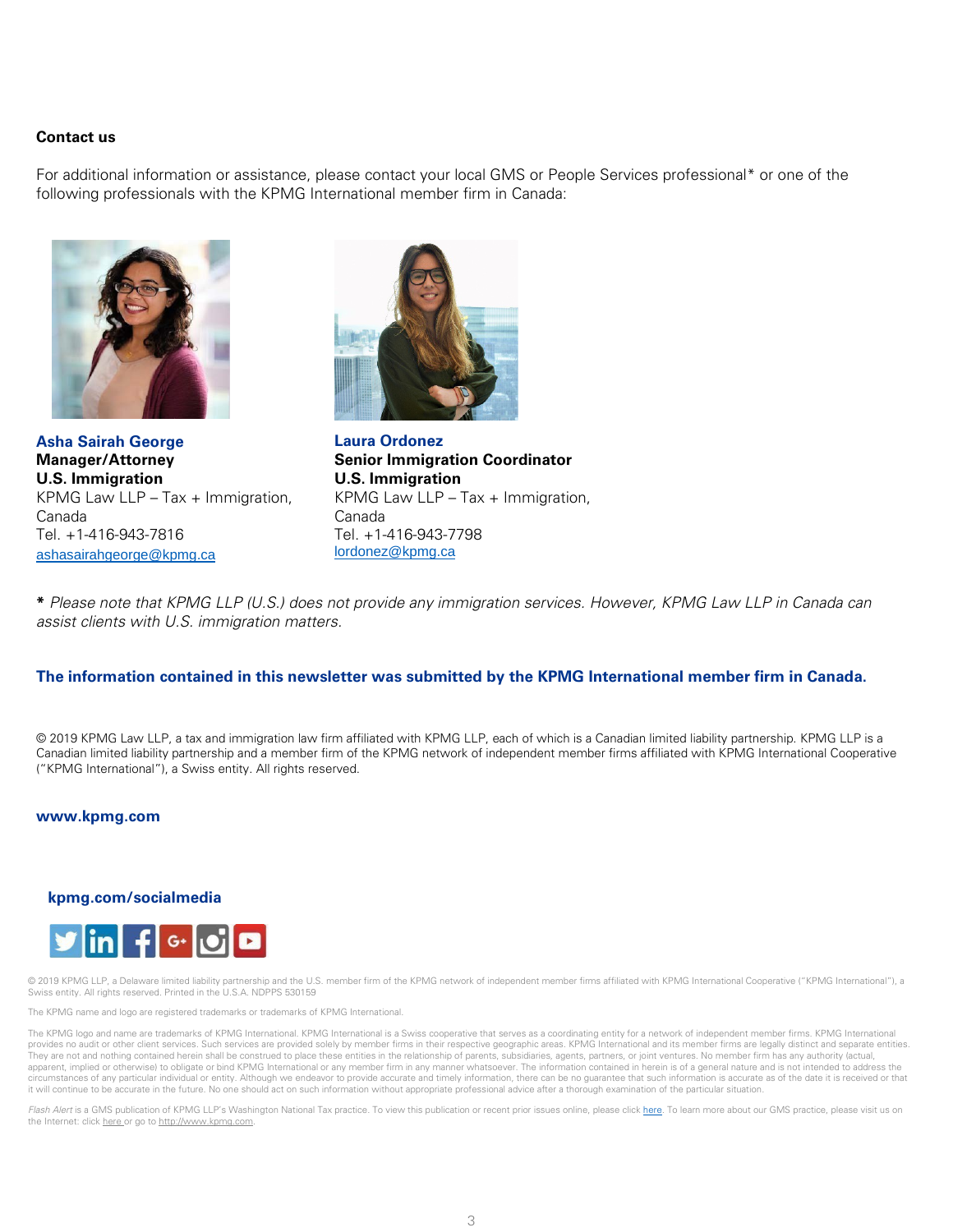**Contact us**

For additional information or assistance, please contact your local GMS or People Services professional* or one of the following professionals with the KPMG International member firm in Canada:

**Asha Sairah George**
**Manager/Attorney**
**U.S. Immigration**
KPMG Law LLP – Tax + Immigration, Canada
Tel. +1-416-943-7816
ashasairahgeorge@kpmg.ca

**Laura Ordonez**
**Senior Immigration Coordinator**
**U.S. Immigration**
KPMG Law LLP – Tax + Immigration, Canada
Tel. +1-416-943-7798
lordonez@kpmg.ca

*** ***Please note that KPMG LLP (U.S.) does not provide any immigration services. However, KPMG Law LLP in Canada can assist clients with U.S. immigration matters.*

**The information contained in this newsletter was submitted by the KPMG International member firm in Canada.**

© 2019 KPMG Law LLP, a tax and immigration law firm affiliated with KPMG LLP, each of which is a Canadian limited liability partnership. KPMG LLP is a Canadian limited liability partnership and a member firm of the KPMG network of independent member firms affiliated with KPMG International Cooperative ("KPMG International"), a Swiss entity. All rights reserved.

**www.kpmg.com**

**kpmg.com/socialmedia**

© 2019 KPMG LLP, a Delaware limited liability partnership and the U.S. member firm of the KPMG network of independent member firms affiliated with KPMG International Cooperative ("KPMG International"), a Swiss entity. All rights reserved. Printed in the U.S.A. NDPPS 530159

The KPMG name and logo are registered trademarks or trademarks of KPMG International.

The KPMG logo and name are trademarks of KPMG International. KPMG International is a Swiss cooperative that serves as a coordinating entity for a network of independent member firms. KPMG International provides no audit or other client services. Such services are provided solely by member firms in their respective geographic areas. KPMG International and its member firms are legally distinct and separate entities. They are not and nothing contained herein shall be construed to place these entities in the relationship of parents, subsidiaries, agents, partners, or joint ventures. No member firm has any authority (actual, apparent, implied or otherwise) to obligate or bind KPMG International or any member firm in any manner whatsoever. The information contained in herein is of a general nature and is not intended to address the circumstances of any particular individual or entity. Although we endeavor to provide accurate and timely information, there can be no guarantee that such information is accurate as of the date it is received or that it will continue to be accurate in the future. No one should act on such information without appropriate professional advice after a thorough examination of the particular situation.

*Flash Alert* is a GMS publication of KPMG LLP's Washington National Tax practice. To view this publication or recent prior issues online, please click here. To learn more about our GMS practice, please visit us on the Internet: click here or go to http://www.kpmg.com.